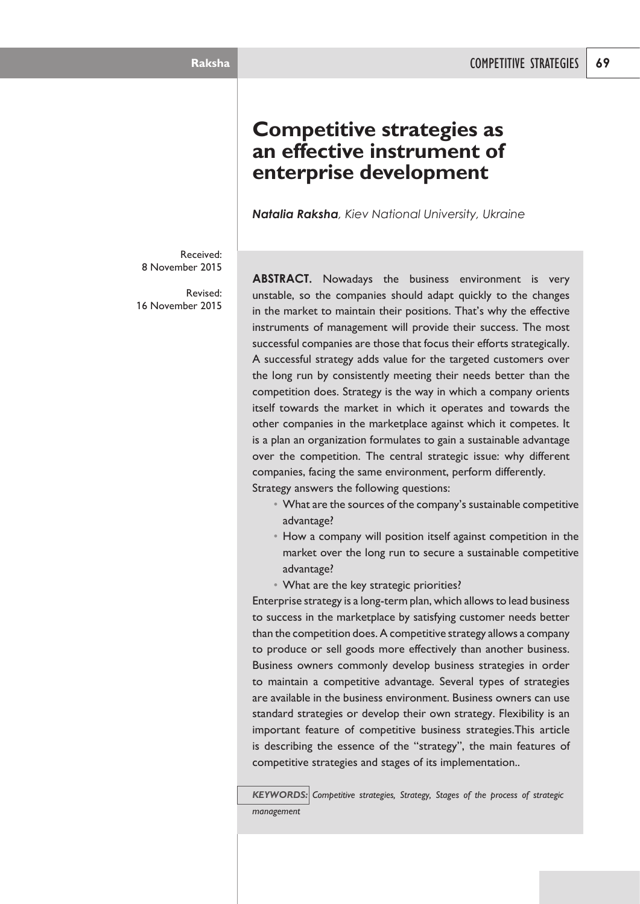# Competitive strategies as an effective instrument of enterprise development

***Natalia Raksha**, Kiev National University, Ukraine*

Received: 8 November 2015

Revised: 16 November 2015

**ABSTRACT.** Nowadays the business environment is very unstable, so the companies should adapt quickly to the changes in the market to maintain their positions. That's why the effective instruments of management will provide their success. The most successful companies are those that focus their efforts strategically. A successful strategy adds value for the targeted customers over the long run by consistently meeting their needs better than the competition does. Strategy is the way in which a company orients itself towards the market in which it operates and towards the other companies in the marketplace against which it competes. It is a plan an organization formulates to gain a sustainable advantage over the competition. The central strategic issue: why different companies, facing the same environment, perform differently. Strategy answers the following questions:

- What are the sources of the company's sustainable competitive advantage?
- How a company will position itself against competition in the market over the long run to secure a sustainable competitive advantage?
- What are the key strategic priorities?

Enterprise strategy is a long-term plan, which allows to lead business to success in the marketplace by satisfying customer needs better than the competition does. A competitive strategy allows a company to produce or sell goods more effectively than another business. Business owners commonly develop business strategies in order to maintain a competitive advantage. Several types of strategies are available in the business environment. Business owners can use standard strategies or develop their own strategy. Flexibility is an important feature of competitive business strategies.This article is describing the essence of the "strategy", the main features of competitive strategies and stages of its implementation..

***KEYWORDS:*** *Competitive strategies, Strategy, Stages of the process of strategic management*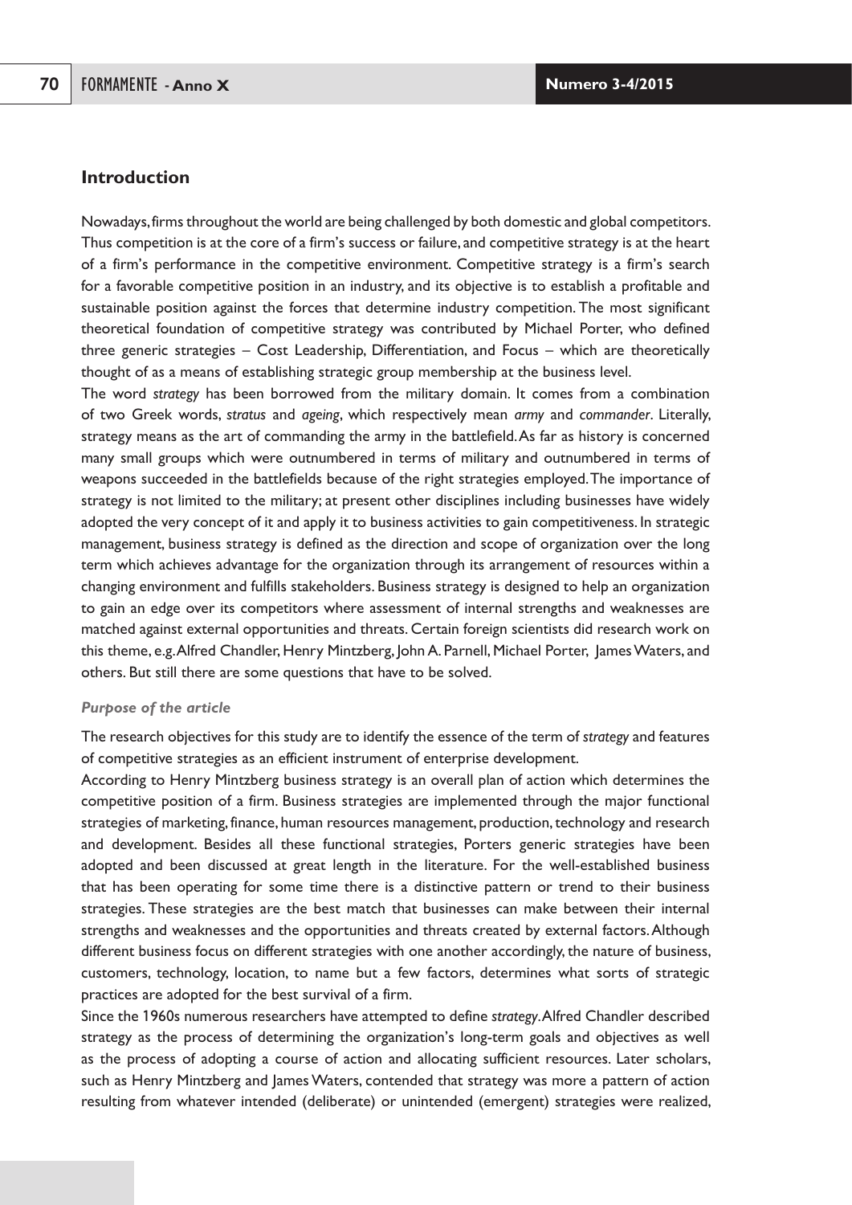## Introduction

Nowadays, firms throughout the world are being challenged by both domestic and global competitors. Thus competition is at the core of a firm's success or failure, and competitive strategy is at the heart of a firm's performance in the competitive environment. Competitive strategy is a firm's search for a favorable competitive position in an industry, and its objective is to establish a profitable and sustainable position against the forces that determine industry competition. The most significant theoretical foundation of competitive strategy was contributed by Michael Porter, who defined three generic strategies – Cost Leadership, Differentiation, and Focus – which are theoretically thought of as a means of establishing strategic group membership at the business level.

The word *strategy* has been borrowed from the military domain. It comes from a combination of two Greek words, *stratus* and *ageing*, which respectively mean *army* and *commander*. Literally, strategy means as the art of commanding the army in the battlefield. As far as history is concerned many small groups which were outnumbered in terms of military and outnumbered in terms of weapons succeeded in the battlefields because of the right strategies employed. The importance of strategy is not limited to the military; at present other disciplines including businesses have widely adopted the very concept of it and apply it to business activities to gain competitiveness. In strategic management, business strategy is defined as the direction and scope of organization over the long term which achieves advantage for the organization through its arrangement of resources within a changing environment and fulfills stakeholders. Business strategy is designed to help an organization to gain an edge over its competitors where assessment of internal strengths and weaknesses are matched against external opportunities and threats. Certain foreign scientists did research work on this theme, e.g. Alfred Chandler, Henry Mintzberg, John A. Parnell, Michael Porter, James Waters, and others. But still there are some questions that have to be solved.

### *Purpose of the article*

The research objectives for this study are to identify the essence of the term of *strategy* and features of competitive strategies as an efficient instrument of enterprise development.

According to Henry Mintzberg business strategy is an overall plan of action which determines the competitive position of a firm. Business strategies are implemented through the major functional strategies of marketing, finance, human resources management, production, technology and research and development. Besides all these functional strategies, Porters generic strategies have been adopted and been discussed at great length in the literature. For the well-established business that has been operating for some time there is a distinctive pattern or trend to their business strategies. These strategies are the best match that businesses can make between their internal strengths and weaknesses and the opportunities and threats created by external factors. Although different business focus on different strategies with one another accordingly, the nature of business, customers, technology, location, to name but a few factors, determines what sorts of strategic practices are adopted for the best survival of a firm.

Since the 1960s numerous researchers have attempted to define *strategy*. Alfred Chandler described strategy as the process of determining the organization's long-term goals and objectives as well as the process of adopting a course of action and allocating sufficient resources. Later scholars, such as Henry Mintzberg and James Waters, contended that strategy was more a pattern of action resulting from whatever intended (deliberate) or unintended (emergent) strategies were realized,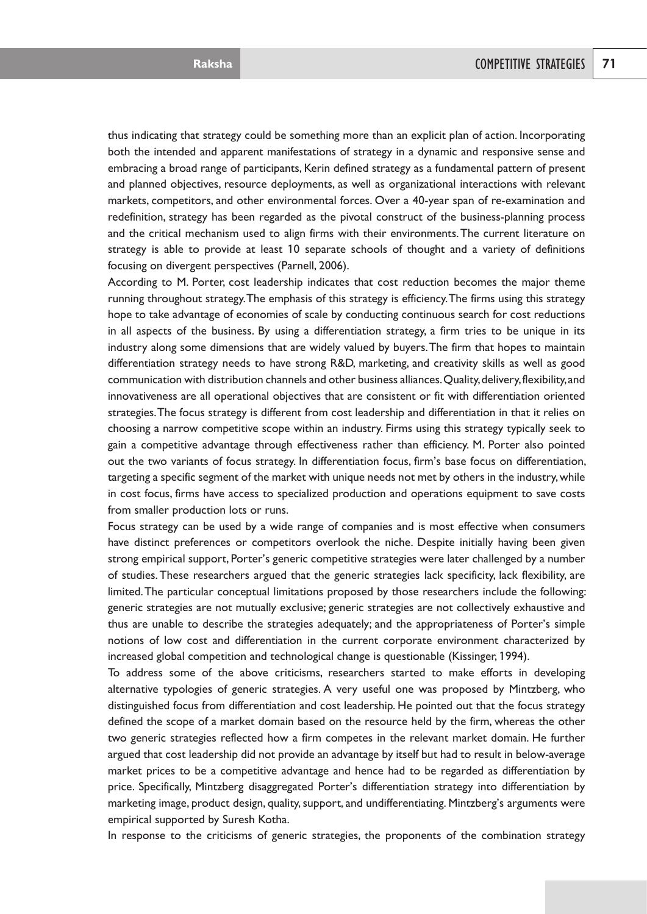thus indicating that strategy could be something more than an explicit plan of action. Incorporating both the intended and apparent manifestations of strategy in a dynamic and responsive sense and embracing a broad range of participants, Kerin defined strategy as a fundamental pattern of present and planned objectives, resource deployments, as well as organizational interactions with relevant markets, competitors, and other environmental forces. Over a 40-year span of re-examination and redefinition, strategy has been regarded as the pivotal construct of the business-planning process and the critical mechanism used to align firms with their environments. The current literature on strategy is able to provide at least 10 separate schools of thought and a variety of definitions focusing on divergent perspectives (Parnell, 2006).

According to M. Porter, cost leadership indicates that cost reduction becomes the major theme running throughout strategy. The emphasis of this strategy is efficiency. The firms using this strategy hope to take advantage of economies of scale by conducting continuous search for cost reductions in all aspects of the business. By using a differentiation strategy, a firm tries to be unique in its industry along some dimensions that are widely valued by buyers. The firm that hopes to maintain differentiation strategy needs to have strong R&D, marketing, and creativity skills as well as good communication with distribution channels and other business alliances. Quality, delivery, flexibility, and innovativeness are all operational objectives that are consistent or fit with differentiation oriented strategies. The focus strategy is different from cost leadership and differentiation in that it relies on choosing a narrow competitive scope within an industry. Firms using this strategy typically seek to gain a competitive advantage through effectiveness rather than efficiency. M. Porter also pointed out the two variants of focus strategy. In differentiation focus, firm's base focus on differentiation, targeting a specific segment of the market with unique needs not met by others in the industry, while in cost focus, firms have access to specialized production and operations equipment to save costs from smaller production lots or runs.

Focus strategy can be used by a wide range of companies and is most effective when consumers have distinct preferences or competitors overlook the niche. Despite initially having been given strong empirical support, Porter's generic competitive strategies were later challenged by a number of studies. These researchers argued that the generic strategies lack specificity, lack flexibility, are limited. The particular conceptual limitations proposed by those researchers include the following: generic strategies are not mutually exclusive; generic strategies are not collectively exhaustive and thus are unable to describe the strategies adequately; and the appropriateness of Porter's simple notions of low cost and differentiation in the current corporate environment characterized by increased global competition and technological change is questionable (Kissinger, 1994).

To address some of the above criticisms, researchers started to make efforts in developing alternative typologies of generic strategies. A very useful one was proposed by Mintzberg, who distinguished focus from differentiation and cost leadership. He pointed out that the focus strategy defined the scope of a market domain based on the resource held by the firm, whereas the other two generic strategies reflected how a firm competes in the relevant market domain. He further argued that cost leadership did not provide an advantage by itself but had to result in below-average market prices to be a competitive advantage and hence had to be regarded as differentiation by price. Specifically, Mintzberg disaggregated Porter's differentiation strategy into differentiation by marketing image, product design, quality, support, and undifferentiating. Mintzberg's arguments were empirical supported by Suresh Kotha.

In response to the criticisms of generic strategies, the proponents of the combination strategy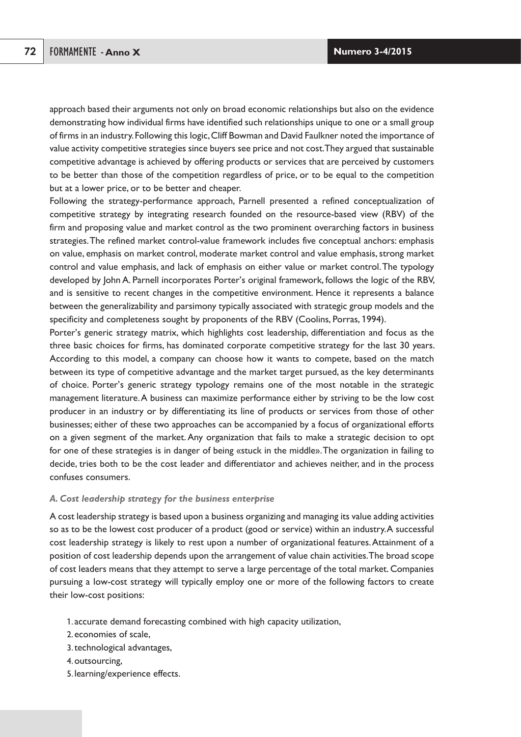approach based their arguments not only on broad economic relationships but also on the evidence demonstrating how individual firms have identified such relationships unique to one or a small group of firms in an industry. Following this logic, Cliff Bowman and David Faulkner noted the importance of value activity competitive strategies since buyers see price and not cost. They argued that sustainable competitive advantage is achieved by offering products or services that are perceived by customers to be better than those of the competition regardless of price, or to be equal to the competition but at a lower price, or to be better and cheaper.

Following the strategy-performance approach, Parnell presented a refined conceptualization of competitive strategy by integrating research founded on the resource-based view (RBV) of the firm and proposing value and market control as the two prominent overarching factors in business strategies. The refined market control-value framework includes five conceptual anchors: emphasis on value, emphasis on market control, moderate market control and value emphasis, strong market control and value emphasis, and lack of emphasis on either value or market control. The typology developed by John A. Parnell incorporates Porter's original framework, follows the logic of the RBV, and is sensitive to recent changes in the competitive environment. Hence it represents a balance between the generalizability and parsimony typically associated with strategic group models and the specificity and completeness sought by proponents of the RBV (Coolins, Porras, 1994).

Porter's generic strategy matrix, which highlights cost leadership, differentiation and focus as the three basic choices for firms, has dominated corporate competitive strategy for the last 30 years. According to this model, a company can choose how it wants to compete, based on the match between its type of competitive advantage and the market target pursued, as the key determinants of choice. Porter's generic strategy typology remains one of the most notable in the strategic management literature. A business can maximize performance either by striving to be the low cost producer in an industry or by differentiating its line of products or services from those of other businesses; either of these two approaches can be accompanied by a focus of organizational efforts on a given segment of the market. Any organization that fails to make a strategic decision to opt for one of these strategies is in danger of being «stuck in the middle». The organization in failing to decide, tries both to be the cost leader and differentiator and achieves neither, and in the process confuses consumers.

### *A. Cost leadership strategy for the business enterprise*

A cost leadership strategy is based upon a business organizing and managing its value adding activities so as to be the lowest cost producer of a product (good or service) within an industry. A successful cost leadership strategy is likely to rest upon a number of organizational features. Attainment of a position of cost leadership depends upon the arrangement of value chain activities. The broad scope of cost leaders means that they attempt to serve a large percentage of the total market. Companies pursuing a low-cost strategy will typically employ one or more of the following factors to create their low-cost positions:

1. accurate demand forecasting combined with high capacity utilization,
2. economies of scale,
3. technological advantages,
4. outsourcing,
5. learning/experience effects.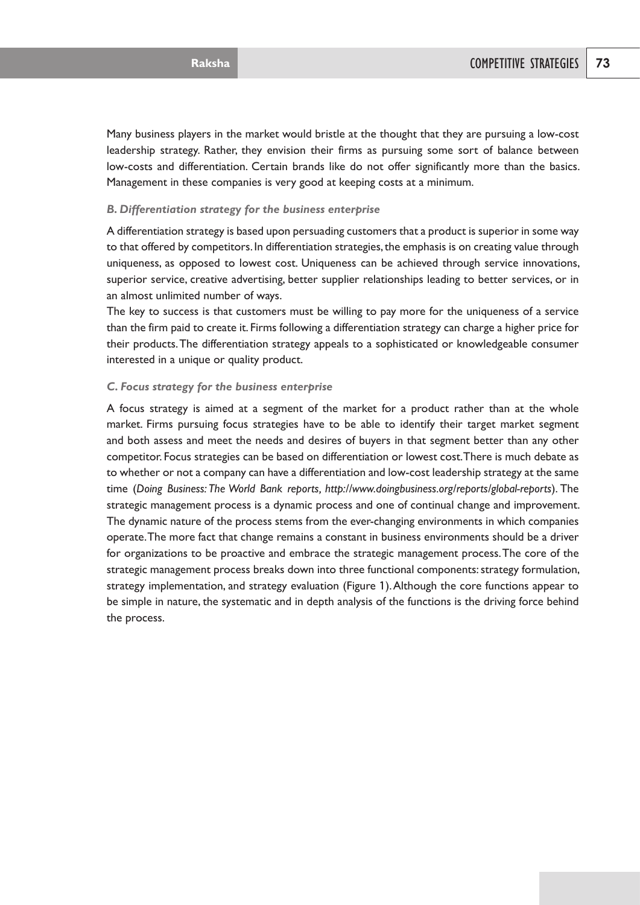Many business players in the market would bristle at the thought that they are pursuing a low-cost leadership strategy. Rather, they envision their firms as pursuing some sort of balance between low-costs and differentiation. Certain brands like do not offer significantly more than the basics. Management in these companies is very good at keeping costs at a minimum.

#### *B. Differentiation strategy for the business enterprise*

A differentiation strategy is based upon persuading customers that a product is superior in some way to that offered by competitors. In differentiation strategies, the emphasis is on creating value through uniqueness, as opposed to lowest cost. Uniqueness can be achieved through service innovations, superior service, creative advertising, better supplier relationships leading to better services, or in an almost unlimited number of ways.

The key to success is that customers must be willing to pay more for the uniqueness of a service than the firm paid to create it. Firms following a differentiation strategy can charge a higher price for their products. The differentiation strategy appeals to a sophisticated or knowledgeable consumer interested in a unique or quality product.

#### *C. Focus strategy for the business enterprise*

A focus strategy is aimed at a segment of the market for a product rather than at the whole market. Firms pursuing focus strategies have to be able to identify their target market segment and both assess and meet the needs and desires of buyers in that segment better than any other competitor. Focus strategies can be based on differentiation or lowest cost. There is much debate as to whether or not a company can have a differentiation and low-cost leadership strategy at the same time (*Doing Business: The World Bank reports, http://www.doingbusiness.org/reports/global-reports*). The strategic management process is a dynamic process and one of continual change and improvement. The dynamic nature of the process stems from the ever-changing environments in which companies operate. The more fact that change remains a constant in business environments should be a driver for organizations to be proactive and embrace the strategic management process. The core of the strategic management process breaks down into three functional components: strategy formulation, strategy implementation, and strategy evaluation (Figure 1). Although the core functions appear to be simple in nature, the systematic and in depth analysis of the functions is the driving force behind the process.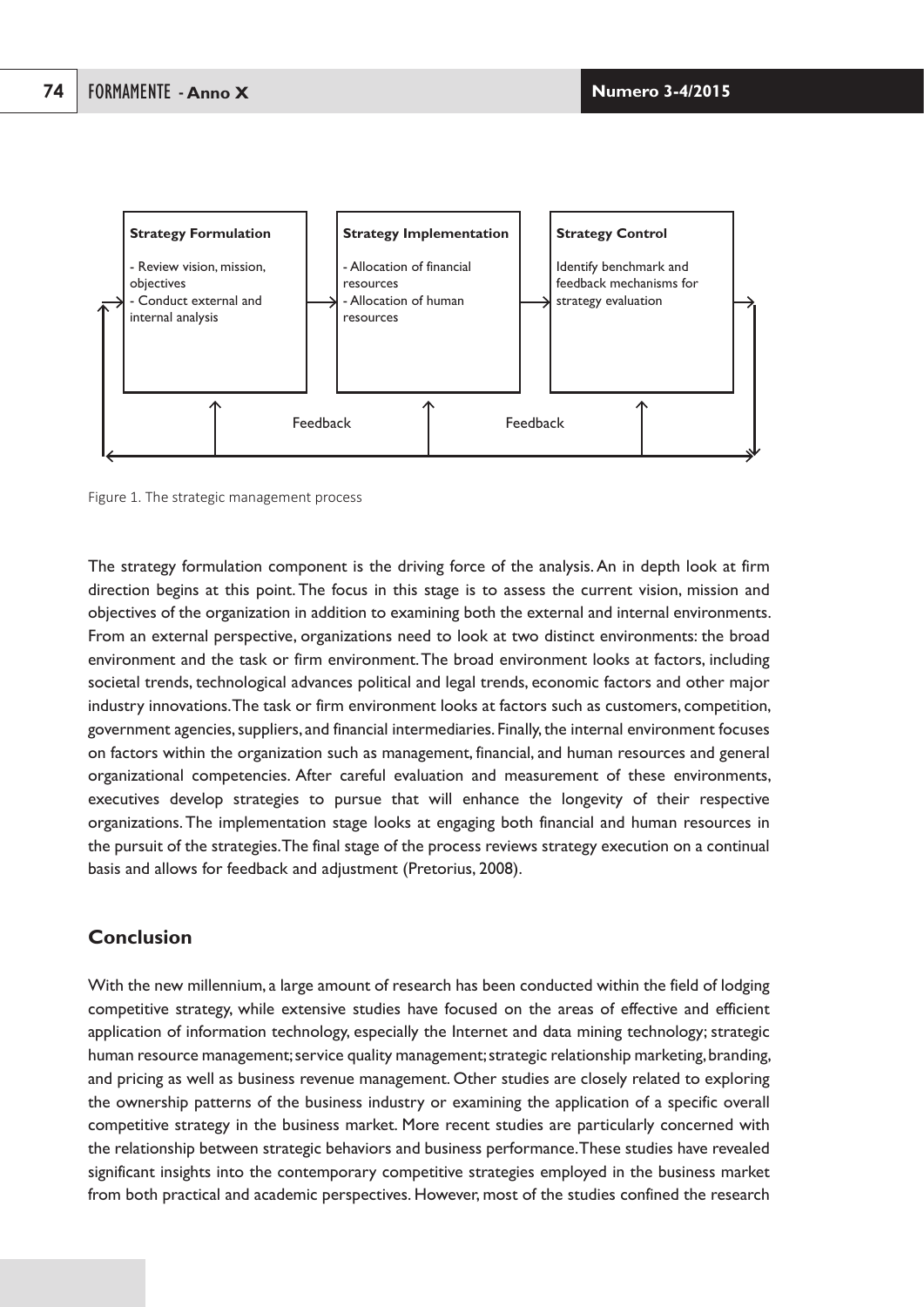| Strategy Formulation | Strategy Implementation | Strategy Control |
| --- | --- | --- |
| - Review vision, mission, objectives<br>- Conduct external and internal analysis | - Allocation of financial resources<br>- Allocation of human resources | Identify benchmark and feedback mechanisms for strategy evaluation |

Feedback Feedback

Figure 1. The strategic management process

The strategy formulation component is the driving force of the analysis. An in depth look at firm direction begins at this point. The focus in this stage is to assess the current vision, mission and objectives of the organization in addition to examining both the external and internal environments. From an external perspective, organizations need to look at two distinct environments: the broad environment and the task or firm environment. The broad environment looks at factors, including societal trends, technological advances political and legal trends, economic factors and other major industry innovations. The task or firm environment looks at factors such as customers, competition, government agencies, suppliers, and financial intermediaries. Finally, the internal environment focuses on factors within the organization such as management, financial, and human resources and general organizational competencies. After careful evaluation and measurement of these environments, executives develop strategies to pursue that will enhance the longevity of their respective organizations. The implementation stage looks at engaging both financial and human resources in the pursuit of the strategies. The final stage of the process reviews strategy execution on a continual basis and allows for feedback and adjustment (Pretorius, 2008).

## Conclusion

With the new millennium, a large amount of research has been conducted within the field of lodging competitive strategy, while extensive studies have focused on the areas of effective and efficient application of information technology, especially the Internet and data mining technology; strategic human resource management; service quality management; strategic relationship marketing, branding, and pricing as well as business revenue management. Other studies are closely related to exploring the ownership patterns of the business industry or examining the application of a specific overall competitive strategy in the business market. More recent studies are particularly concerned with the relationship between strategic behaviors and business performance. These studies have revealed significant insights into the contemporary competitive strategies employed in the business market from both practical and academic perspectives. However, most of the studies confined the research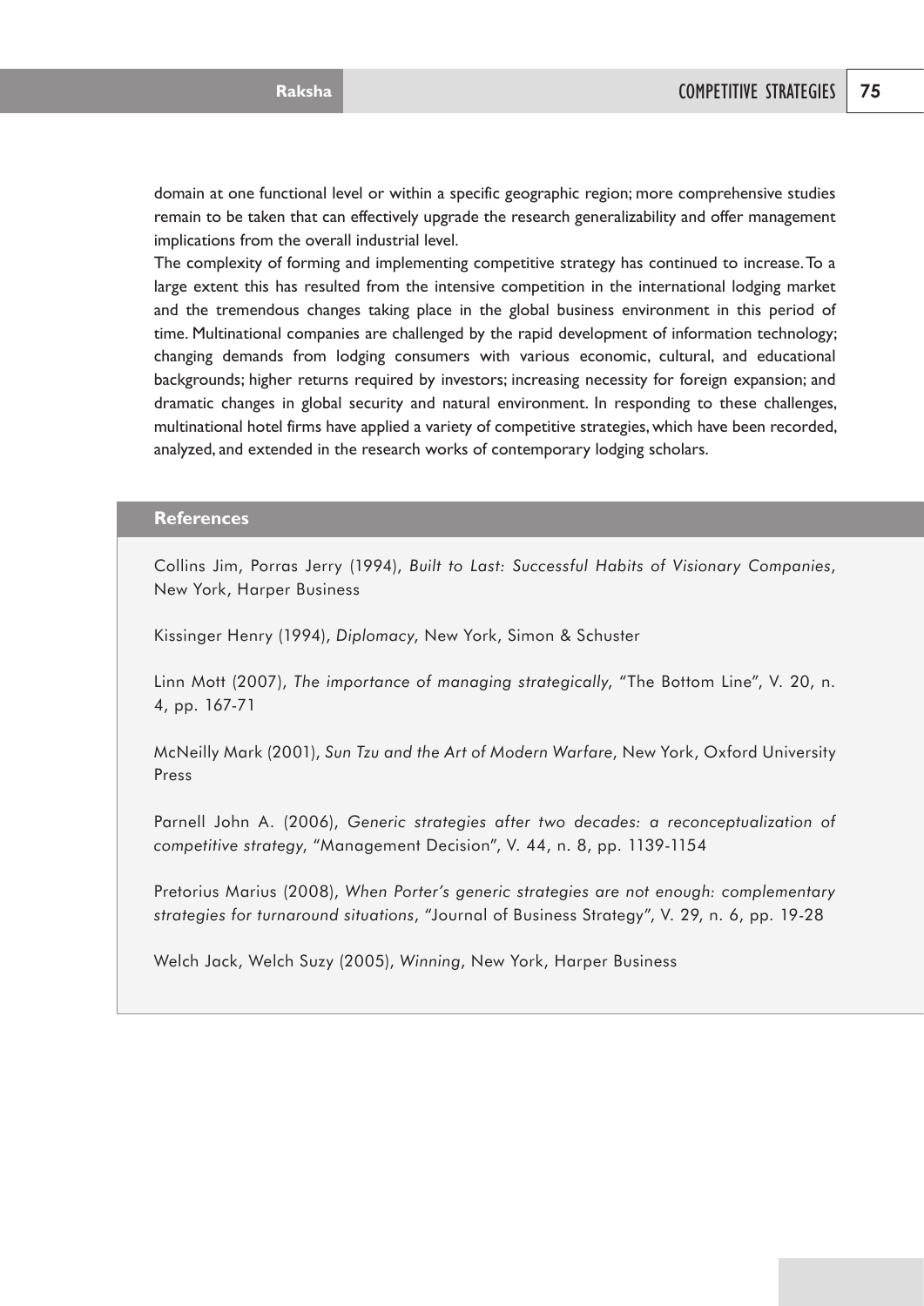domain at one functional level or within a specific geographic region; more comprehensive studies remain to be taken that can effectively upgrade the research generalizability and offer management implications from the overall industrial level.

The complexity of forming and implementing competitive strategy has continued to increase. To a large extent this has resulted from the intensive competition in the international lodging market and the tremendous changes taking place in the global business environment in this period of time. Multinational companies are challenged by the rapid development of information technology; changing demands from lodging consumers with various economic, cultural, and educational backgrounds; higher returns required by investors; increasing necessity for foreign expansion; and dramatic changes in global security and natural environment. In responding to these challenges, multinational hotel firms have applied a variety of competitive strategies, which have been recorded, analyzed, and extended in the research works of contemporary lodging scholars.

## References

Collins Jim, Porras Jerry (1994), *Built to Last: Successful Habits of Visionary Companies*, New York, Harper Business

Kissinger Henry (1994), *Diplomacy*, New York, Simon & Schuster

Linn Mott (2007), *The importance of managing strategically*, "The Bottom Line", V. 20, n. 4, pp. 167-71

McNeilly Mark (2001), *Sun Tzu and the Art of Modern Warfare*, New York, Oxford University Press

Parnell John A. (2006), *Generic strategies after two decades: a reconceptualization of competitive strategy*, "Management Decision", V. 44, n. 8, pp. 1139-1154

Pretorius Marius (2008), *When Porter's generic strategies are not enough: complementary strategies for turnaround situations*, "Journal of Business Strategy", V. 29, n. 6, pp. 19-28

Welch Jack, Welch Suzy (2005), *Winning*, New York, Harper Business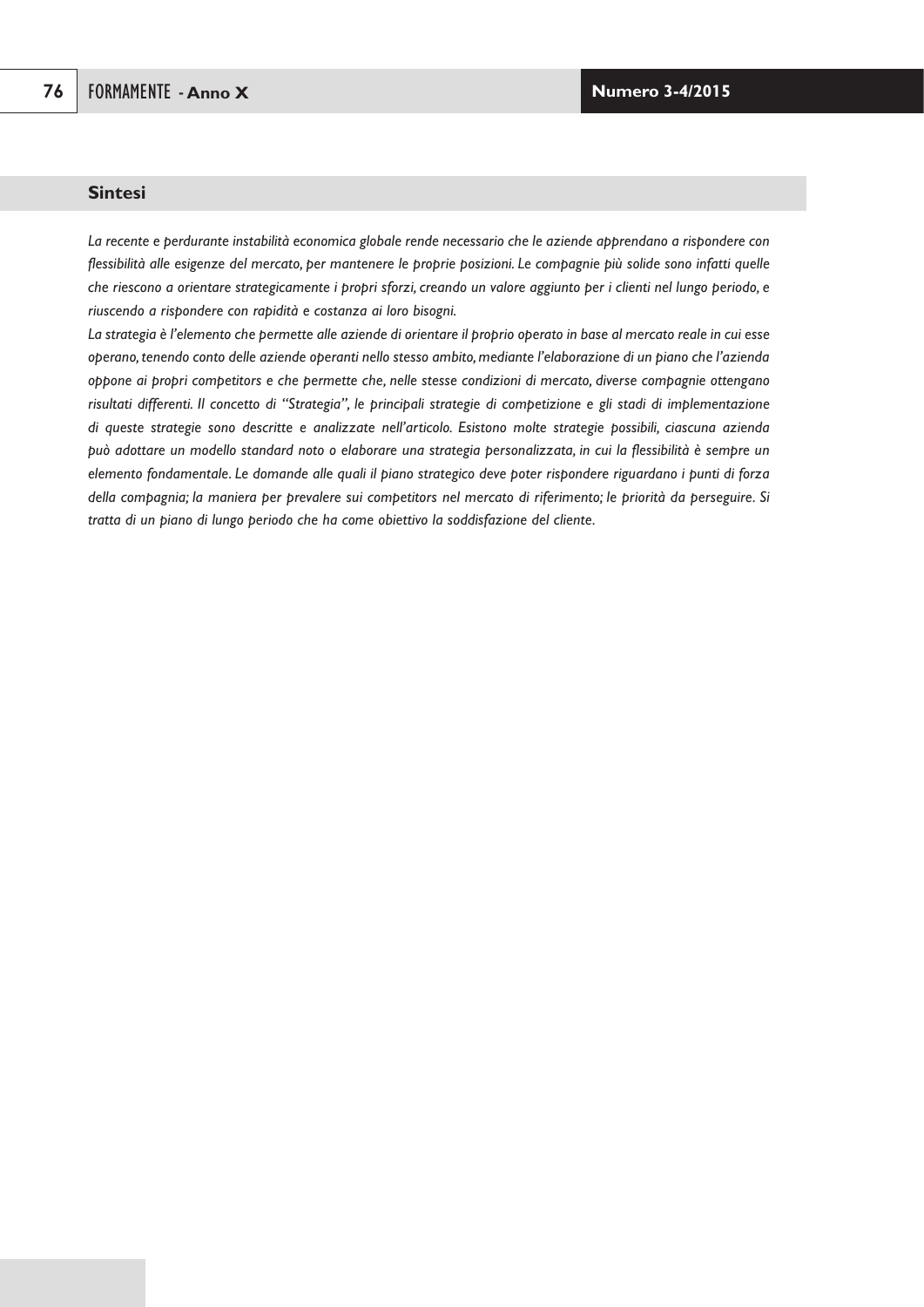## Sintesi

*La recente e perdurante instabilità economica globale rende necessario che le aziende apprendano a rispondere con flessibilità alle esigenze del mercato, per mantenere le proprie posizioni. Le compagnie più solide sono infatti quelle che riescono a orientare strategicamente i propri sforzi, creando un valore aggiunto per i clienti nel lungo periodo, e riuscendo a rispondere con rapidità e costanza ai loro bisogni.*

*La strategia è l'elemento che permette alle aziende di orientare il proprio operato in base al mercato reale in cui esse operano, tenendo conto delle aziende operanti nello stesso ambito, mediante l'elaborazione di un piano che l'azienda oppone ai propri competitors e che permette che, nelle stesse condizioni di mercato, diverse compagnie ottengano risultati differenti. Il concetto di "Strategia", le principali strategie di competizione e gli stadi di implementazione di queste strategie sono descritte e analizzate nell'articolo. Esistono molte strategie possibili, ciascuna azienda può adottare un modello standard noto o elaborare una strategia personalizzata, in cui la flessibilità è sempre un elemento fondamentale. Le domande alle quali il piano strategico deve poter rispondere riguardano i punti di forza della compagnia; la maniera per prevalere sui competitors nel mercato di riferimento; le priorità da perseguire. Si tratta di un piano di lungo periodo che ha come obiettivo la soddisfazione del cliente.*